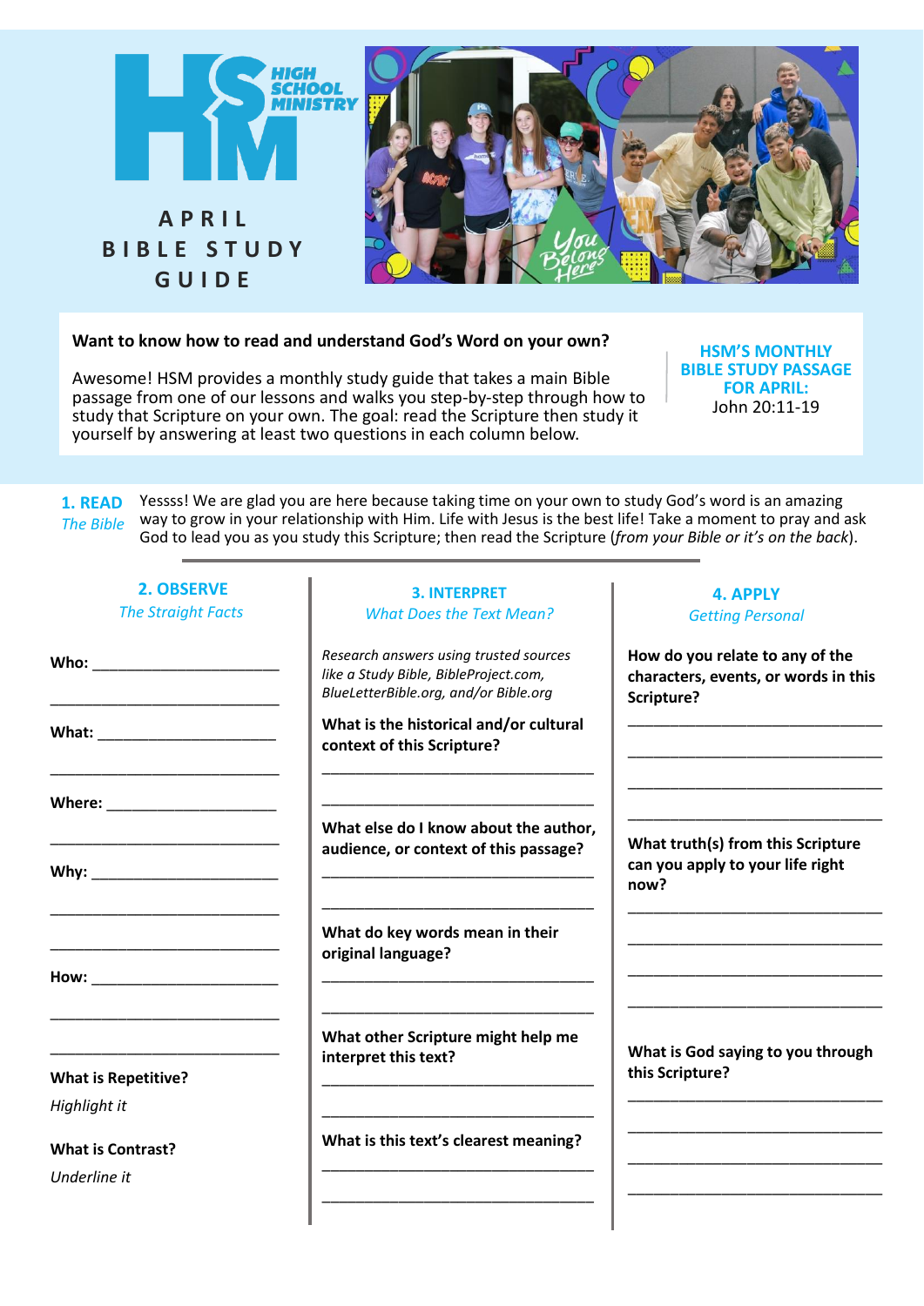HIGH SCHOOL MINISTRY

# APRIL BIBLE STUDY GUIDE

**Want to know how to read and understand God's Word on your own?**

Awesome! HSM provides a monthly study guide that takes a main Bible passage from one of our lessons and walks you step-by-step through how to study that Scripture on your own. The goal: read the Scripture then study it yourself by answering at least two questions in each column below.

**HSM'S MONTHLY BIBLE STUDY PASSAGE FOR APRIL:**
John 20:11-19

## 1. READ
*The Bible*

Yessss! We are glad you are here because taking time on your own to study God's word is an amazing way to grow in your relationship with Him. Life with Jesus is the best life! Take a moment to pray and ask God to lead you as you study this Scripture; then read the Scripture (*from your Bible or it's on the back*).

## 2. OBSERVE
*The Straight Facts*

**Who:** ______________________

______________________________

**What:** _____________________

______________________________

**Where:** ____________________

______________________________

**Why:** ______________________

______________________________

______________________________

**How:** ______________________

______________________________

______________________________

**What is Repetitive?**
*Highlight it*

**What is Contrast?**
*Underline it*

## 3. INTERPRET
*What Does the Text Mean?*

*Research answers using trusted sources like a Study Bible, BibleProject.com, BlueLetterBible.org, and/or Bible.org*

**What is the historical and/or cultural context of this Scripture?**

______________________________

______________________________

**What else do I know about the author, audience, or context of this passage?**

______________________________

______________________________

**What do key words mean in their original language?**

______________________________

______________________________

**What other Scripture might help me interpret this text?**

______________________________

______________________________

**What is this text's clearest meaning?**

______________________________

______________________________

## 4. APPLY
*Getting Personal*

**How do you relate to any of the characters, events, or words in this Scripture?**

______________________________

______________________________

______________________________

______________________________

**What truth(s) from this Scripture can you apply to your life right now?**

______________________________

______________________________

______________________________

______________________________

**What is God saying to you through this Scripture?**

______________________________

______________________________

______________________________

______________________________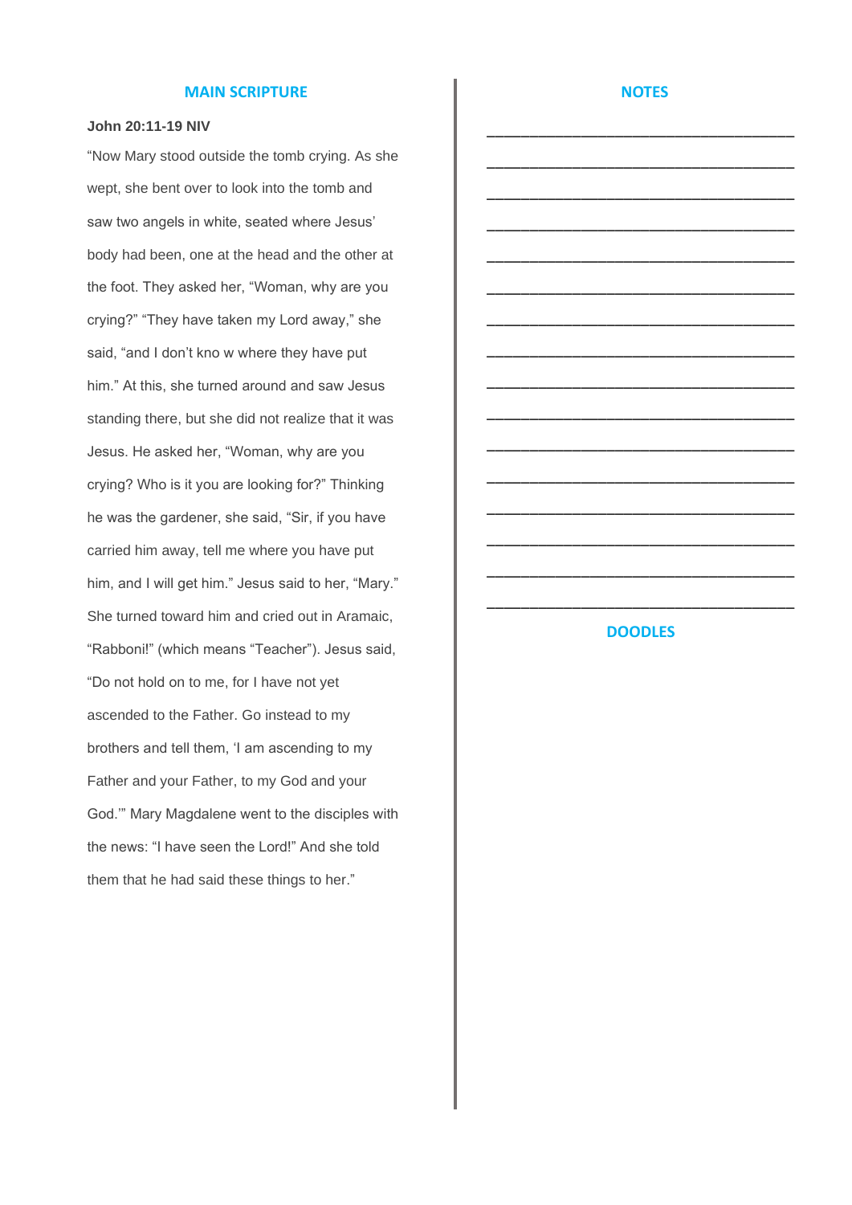## MAIN SCRIPTURE

**John 20:11-19 NIV**

"Now Mary stood outside the tomb crying. As she wept, she bent over to look into the tomb and saw two angels in white, seated where Jesus' body had been, one at the head and the other at the foot. They asked her, "Woman, why are you crying?" "They have taken my Lord away," she said, "and I don't kno w where they have put him." At this, she turned around and saw Jesus standing there, but she did not realize that it was Jesus. He asked her, "Woman, why are you crying? Who is it you are looking for?" Thinking he was the gardener, she said, "Sir, if you have carried him away, tell me where you have put him, and I will get him." Jesus said to her, "Mary." She turned toward him and cried out in Aramaic, "Rabboni!" (which means "Teacher"). Jesus said, "Do not hold on to me, for I have not yet ascended to the Father. Go instead to my brothers and tell them, 'I am ascending to my Father and your Father, to my God and your God.'" Mary Magdalene went to the disciples with the news: "I have seen the Lord!" And she told them that he had said these things to her."

## NOTES

______________________________________

______________________________________

______________________________________

______________________________________

______________________________________

______________________________________

______________________________________

______________________________________

______________________________________

______________________________________

______________________________________

______________________________________

______________________________________

______________________________________

______________________________________

______________________________________

## DOODLES